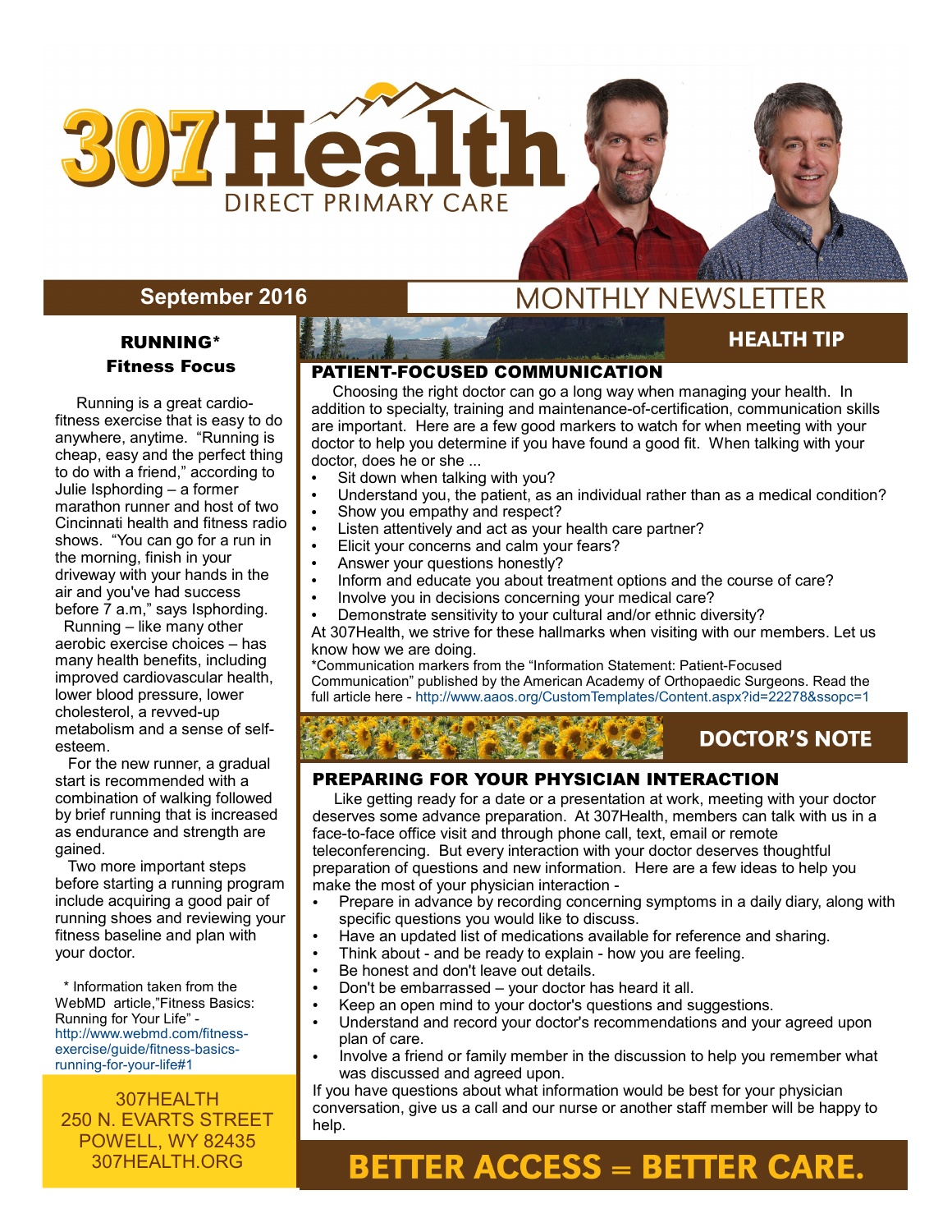# 307Health

DIRECT PRIMARY CARE

September 2016

MONTHLY NEWSLETTER

## RUNNING*
## Fitness Focus

Running is a great cardio-fitness exercise that is easy to do anywhere, anytime. “Running is cheap, easy and the perfect thing to do with a friend,” according to Julie Isphording – a former marathon runner and host of two Cincinnati health and fitness radio shows. “You can go for a run in the morning, finish in your driveway with your hands in the air and you've had success before 7 a.m,” says Isphording.

Running – like many other aerobic exercise choices – has many health benefits, including improved cardiovascular health, lower blood pressure, lower cholesterol, a revved-up metabolism and a sense of self-esteem.

For the new runner, a gradual start is recommended with a combination of walking followed by brief running that is increased as endurance and strength are gained.

Two more important steps before starting a running program include acquiring a good pair of running shoes and reviewing your fitness baseline and plan with your doctor.

* Information taken from the WebMD article,”Fitness Basics: Running for Your Life” - http://www.webmd.com/fitness-exercise/guide/fitness-basics-running-for-your-life#1

307HEALTH
250 N. EVARTS STREET
POWELL, WY 82435
307HEALTH.ORG

## HEALTH TIP

### PATIENT-FOCUSED COMMUNICATION

Choosing the right doctor can go a long way when managing your health. In addition to specialty, training and maintenance-of-certification, communication skills are important. Here are a few good markers to watch for when meeting with your doctor to help you determine if you have found a good fit. When talking with your doctor, does he or she ...

- Sit down when talking with you?
- Understand you, the patient, as an individual rather than as a medical condition?
- Show you empathy and respect?
- Listen attentively and act as your health care partner?
- Elicit your concerns and calm your fears?
- Answer your questions honestly?
- Inform and educate you about treatment options and the course of care?
- Involve you in decisions concerning your medical care?
- Demonstrate sensitivity to your cultural and/or ethnic diversity?

At 307Health, we strive for these hallmarks when visiting with our members. Let us know how we are doing.

*Communication markers from the “Information Statement: Patient-Focused Communication” published by the American Academy of Orthopaedic Surgeons. Read the full article here - http://www.aaos.org/CustomTemplates/Content.aspx?id=22278&ssopc=1

## DOCTOR’S NOTE

### PREPARING FOR YOUR PHYSICIAN INTERACTION

Like getting ready for a date or a presentation at work, meeting with your doctor deserves some advance preparation. At 307Health, members can talk with us in a face-to-face office visit and through phone call, text, email or remote teleconferencing. But every interaction with your doctor deserves thoughtful preparation of questions and new information. Here are a few ideas to help you make the most of your physician interaction -

- Prepare in advance by recording concerning symptoms in a daily diary, along with specific questions you would like to discuss.
- Have an updated list of medications available for reference and sharing.
- Think about - and be ready to explain - how you are feeling.
- Be honest and don't leave out details.
- Don't be embarrassed – your doctor has heard it all.
- Keep an open mind to your doctor's questions and suggestions.
- Understand and record your doctor's recommendations and your agreed upon plan of care.
- Involve a friend or family member in the discussion to help you remember what was discussed and agreed upon.

If you have questions about what information would be best for your physician conversation, give us a call and our nurse or another staff member will be happy to help.

**BETTER ACCESS = BETTER CARE.**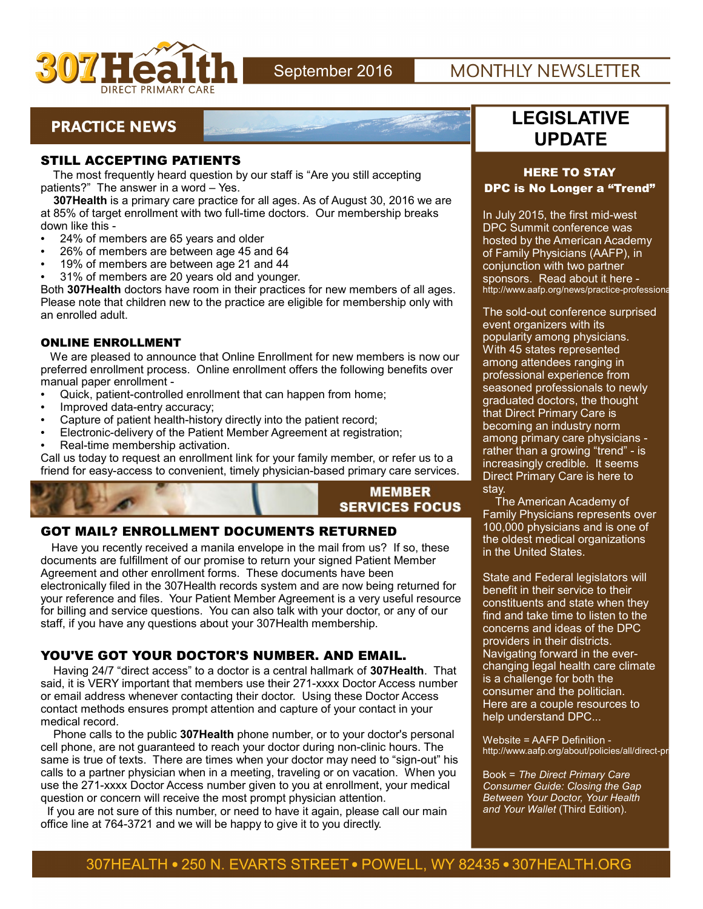# 307Health

DIRECT PRIMARY CARE

September 2016

MONTHLY NEWSLETTER

## PRACTICE NEWS

### STILL ACCEPTING PATIENTS

The most frequently heard question by our staff is "Are you still accepting patients?" The answer in a word – Yes.

**307Health** is a primary care practice for all ages. As of August 30, 2016 we are at 85% of target enrollment with two full-time doctors. Our membership breaks down like this -

- 24% of members are 65 years and older
- 26% of members are between age 45 and 64
- 19% of members are between age 21 and 44
- 31% of members are 20 years old and younger.

Both **307Health** doctors have room in their practices for new members of all ages. Please note that children new to the practice are eligible for membership only with an enrolled adult.

### ONLINE ENROLLMENT

We are pleased to announce that Online Enrollment for new members is now our preferred enrollment process. Online enrollment offers the following benefits over manual paper enrollment -

- Quick, patient-controlled enrollment that can happen from home;
- Improved data-entry accuracy;
- Capture of patient health-history directly into the patient record;
- Electronic-delivery of the Patient Member Agreement at registration;
- Real-time membership activation.

Call us today to request an enrollment link for your family member, or refer us to a friend for easy-access to convenient, timely physician-based primary care services.

## MEMBER SERVICES FOCUS

### GOT MAIL? ENROLLMENT DOCUMENTS RETURNED

Have you recently received a manila envelope in the mail from us? If so, these documents are fulfillment of our promise to return your signed Patient Member Agreement and other enrollment forms. These documents have been electronically filed in the 307Health records system and are now being returned for your reference and files. Your Patient Member Agreement is a very useful resource for billing and service questions. You can also talk with your doctor, or any of our staff, if you have any questions about your 307Health membership.

### YOU'VE GOT YOUR DOCTOR'S NUMBER. AND EMAIL.

Having 24/7 "direct access" to a doctor is a central hallmark of **307Health**. That said, it is VERY important that members use their 271-xxxx Doctor Access number or email address whenever contacting their doctor. Using these Doctor Access contact methods ensures prompt attention and capture of your contact in your medical record.

Phone calls to the public **307Health** phone number, or to your doctor's personal cell phone, are not guaranteed to reach your doctor during non-clinic hours. The same is true of texts. There are times when your doctor may need to "sign-out" his calls to a partner physician when in a meeting, traveling or on vacation. When you use the 271-xxxx Doctor Access number given to you at enrollment, your medical question or concern will receive the most prompt physician attention.

If you are not sure of this number, or need to have it again, please call our main office line at 764-3721 and we will be happy to give it to you directly.

## LEGISLATIVE UPDATE

### HERE TO STAY DPC is No Longer a "Trend"

In July 2015, the first mid-west DPC Summit conference was hosted by the American Academy of Family Physicians (AAFP), in conjunction with two partner sponsors. Read about it here - http://www.aafp.org/news/practice-professiona

The sold-out conference surprised event organizers with its popularity among physicians. With 45 states represented among attendees ranging in professional experience from seasoned professionals to newly graduated doctors, the thought that Direct Primary Care is becoming an industry norm among primary care physicians - rather than a growing "trend" - is increasingly credible. It seems Direct Primary Care is here to stay.

The American Academy of Family Physicians represents over 100,000 physicians and is one of the oldest medical organizations in the United States.

State and Federal legislators will benefit in their service to their constituents and state when they find and take time to listen to the concerns and ideas of the DPC providers in their districts. Navigating forward in the ever-changing legal health care climate is a challenge for both the consumer and the politician. Here are a couple resources to help understand DPC...

Website = AAFP Definition - http://www.aafp.org/about/policies/all/direct-pr

Book = *The Direct Primary Care Consumer Guide: Closing the Gap Between Your Doctor, Your Health and Your Wallet* (Third Edition).

307HEALTH • 250 N. EVARTS STREET • POWELL, WY 82435 • 307HEALTH.ORG